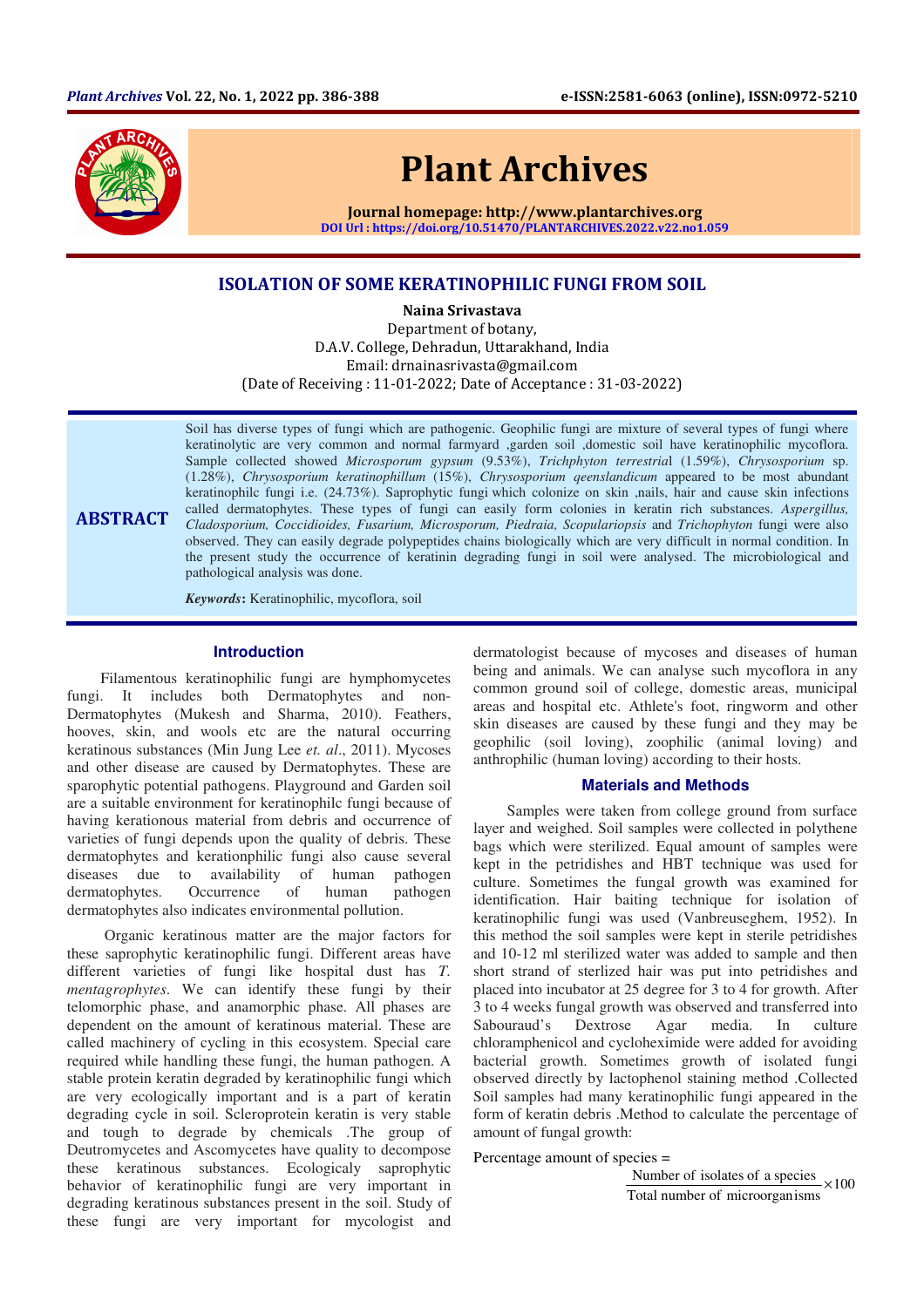# ISOLATION OF SOME KERATINOPHILIC FUNGI FROM SOIL

**Naina Srivastava**

Department of botany,
D.A.V. College, Dehradun, Uttarakhand, India
Email: drnainasrivasta@gmail.com
(Date of Receiving : 11-01-2022; Date of Acceptance : 31-03-2022)

## ABSTRACT

Soil has diverse types of fungi which are pathogenic. Geophilic fungi are mixture of several types of fungi where keratinolytic are very common and normal farmyard ,garden soil ,domestic soil have keratinophilic mycoflora. Sample collected showed *Microsporum gypsum* (9.53%), *Trichphyton terrestrial* (1.59%), *Chrysosporium* sp. (1.28%), *Chrysosporium keratinophillum* (15%), *Chrysosporium qeenslandicum* appeared to be most abundant keratinophilc fungi i.e. (24.73%). Saprophytic fungi which colonize on skin ,nails, hair and cause skin infections called dermatophytes. These types of fungi can easily form colonies in keratin rich substances. *Aspergillus, Cladosporium, Coccidioides, Fusarium, Microsporum, Piedraia, Scopulariopsis* and *Trichophyton* fungi were also observed. They can easily degrade polypeptides chains biologically which are very difficult in normal condition. In the present study the occurrence of keratinin degrading fungi in soil were analysed. The microbiological and pathological analysis was done.

***Keywords*:** Keratinophilic, mycoflora, soil

## Introduction

Filamentous keratinophilic fungi are hymphomycetes fungi. It includes both Dermatophytes and non-Dermatophytes (Mukesh and Sharma, 2010). Feathers, hooves, skin, and wools etc are the natural occurring keratinous substances (Min Jung Lee *et. al*., 2011). Mycoses and other disease are caused by Dermatophytes. These are saprophytic potential pathogens. Playground and Garden soil are a suitable environment for keratinophilc fungi because of having kerationous material from debris and occurrence of varieties of fungi depends upon the quality of debris. These dermatophytes and kerationphilic fungi also cause several diseases due to availability of human pathogen dermatophytes. Occurrence of human pathogen dermatophytes also indicates environmental pollution.

Organic keratinous matter are the major factors for these saprophytic keratinophilic fungi. Different areas have different varieties of fungi like hospital dust has *T. mentagrophytes*. We can identify these fungi by their telomorphic phase, and anamorphic phase. All phases are dependent on the amount of keratinous material. These are called machinery of cycling in this ecosystem. Special care required while handling these fungi, the human pathogen. A stable protein keratin degraded by keratinophilic fungi which are very ecologically important and is a part of keratin degrading cycle in soil. Scleroprotein keratin is very stable and tough to degrade by chemicals .The group of Deutromycetes and Ascomycetes have quality to decompose these keratinous substances. Ecologicaly saprophytic behavior of keratinophilic fungi are very important in degrading keratinous substances present in the soil. Study of these fungi are very important for mycologist and dermatologist because of mycoses and diseases of human being and animals. We can analyse such mycoflora in any common ground soil of college, domestic areas, municipal areas and hospital etc. Athlete's foot, ringworm and other skin diseases are caused by these fungi and they may be geophilic (soil loving), zoophilic (animal loving) and anthrophilic (human loving) according to their hosts.

## Materials and Methods

Samples were taken from college ground from surface layer and weighed. Soil samples were collected in polythene bags which were sterilized. Equal amount of samples were kept in the petridishes and HBT technique was used for culture. Sometimes the fungal growth was examined for identification. Hair baiting technique for isolation of keratinophilic fungi was used (Vanbreuseghem, 1952). In this method the soil samples were kept in sterile petridishes and 10-12 ml sterilized water was added to sample and then short strand of sterlized hair was put into petridishes and placed into incubator at 25 degree for 3 to 4 for growth. After 3 to 4 weeks fungal growth was observed and transferred into Sabouraud's Dextrose Agar media. In culture chloramphenicol and cycloheximide were added for avoiding bacterial growth. Sometimes growth of isolated fungi observed directly by lactophenol staining method .Collected Soil samples had many keratinophilic fungi appeared in the form of keratin debris .Method to calculate the percentage of amount of fungal growth:

Percentage amount of species =

$$\frac{\text{Number of isolates of a species}}{\text{Total number of microorganisms}} \times 100$$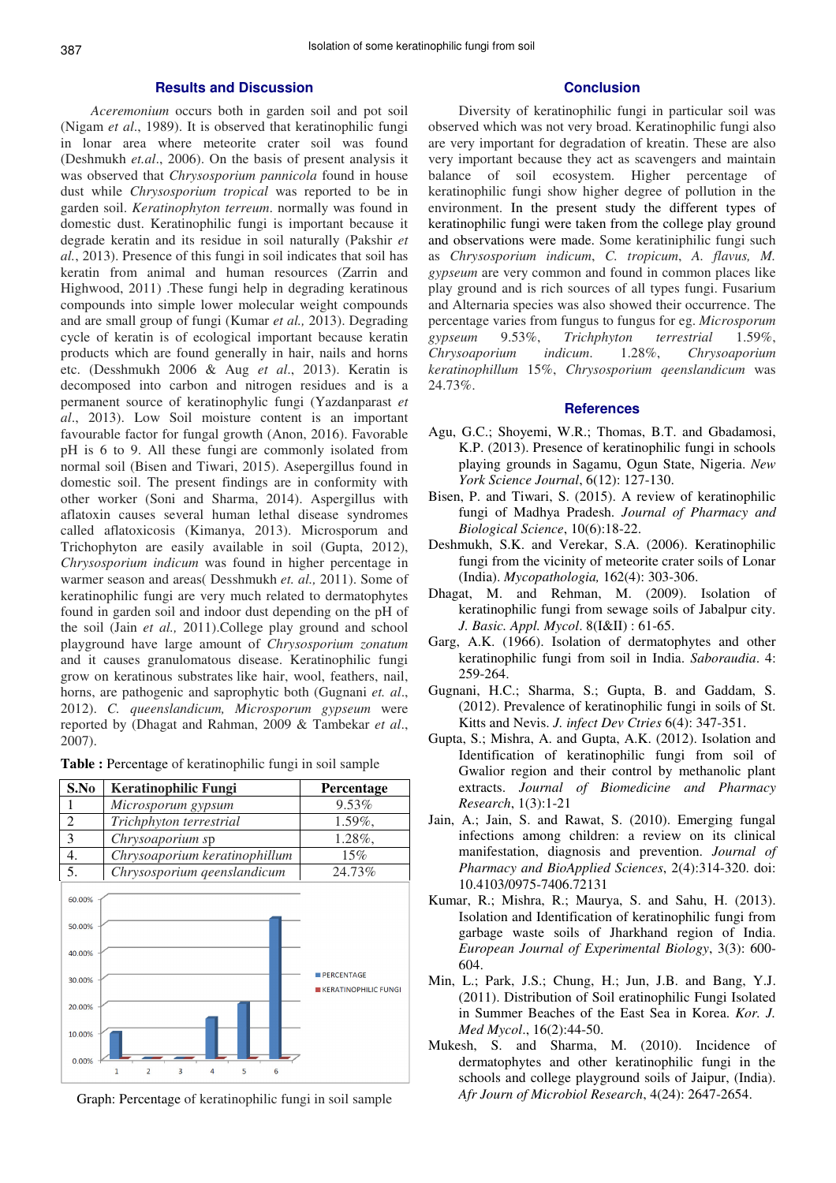## Results and Discussion

*Aceremonium* occurs both in garden soil and pot soil (Nigam *et al*., 1989). It is observed that keratinophilic fungi in lonar area where meteorite crater soil was found (Deshmukh *et.al*., 2006). On the basis of present analysis it was observed that *Chrysosporium pannicola* found in house dust while *Chrysosporium tropical* was reported to be in garden soil. *Keratinophyton terreum*. normally was found in domestic dust. Keratinophilic fungi is important because it degrade keratin and its residue in soil naturally (Pakshir *et al.*, 2013). Presence of this fungi in soil indicates that soil has keratin from animal and human resources (Zarrin and Highwood, 2011) .These fungi help in degrading keratinous compounds into simple lower molecular weight compounds and are small group of fungi (Kumar *et al.,* 2013). Degrading cycle of keratin is of ecological important because keratin products which are found generally in hair, nails and horns etc. (Desshmukh 2006 & Aug *et al*., 2013). Keratin is decomposed into carbon and nitrogen residues and is a permanent source of keratinophylic fungi (Yazdanparast *et al*., 2013). Low Soil moisture content is an important favourable factor for fungal growth (Anon, 2016). Favorable pH is 6 to 9. All these fungi are commonly isolated from normal soil (Bisen and Tiwari, 2015). Asepergillus found in domestic soil. The present findings are in conformity with other worker (Soni and Sharma, 2014). Aspergillus with aflatoxin causes several human lethal disease syndromes called aflatoxicosis (Kimanya, 2013). Microsporum and Trichophyton are easily available in soil (Gupta, 2012), *Chrysosporium indicum* was found in higher percentage in warmer season and areas( Desshmukh *et. al.,* 2011). Some of keratinophilic fungi are very much related to dermatophytes found in garden soil and indoor dust depending on the pH of the soil (Jain *et al.,* 2011).College play ground and school playground have large amount of *Chrysosporium zonatum* and it causes granulomatous disease. Keratinophilic fungi grow on keratinous substrates like hair, wool, feathers, nail, horns, are pathogenic and saprophytic both (Gugnani *et. al*., 2012). *C. queenslandicum, Microsporum gypseum* were reported by (Dhagat and Rahman, 2009 & Tambekar *et al*., 2007).

**Table :** Percentage of keratinophilic fungi in soil sample

| S.No | Keratinophilic Fungi | Percentage |
|---|---|---|
| 1 | *Microsporum gypsum* | 9.53% |
| 2 | *Trichphyton terrestrial* | 1.59%, |
| 3 | *Chrysoaporium* sp | 1.28%, |
| 4. | *Chrysoaporium keratinophillum* | 15% |
| 5. | *Chrysosporium qeenslandicum* | 24.73% |

Graph: Percentage of keratinophilic fungi in soil sample

## Conclusion

Diversity of keratinophilic fungi in particular soil was observed which was not very broad. Keratinophilic fungi also are very important for degradation of kreatin. These are also very important because they act as scavengers and maintain balance of soil ecosystem. Higher percentage of keratinophilic fungi show higher degree of pollution in the environment. In the present study the different types of keratinophilic fungi were taken from the college play ground and observations were made. Some keratiniphilic fungi such as *Chrysosporium indicum*, *C. tropicum*, *A. flavus, M. gypseum* are very common and found in common places like play ground and is rich sources of all types fungi. Fusarium and Alternaria species was also showed their occurrence. The percentage varies from fungus to fungus for eg. *Microsporum gypseum* 9.53%, *Trichphyton terrestrial* 1.59%, *Chrysoaporium indicum*. 1.28%, *Chrysoaporium keratinophillum* 15%, *Chrysosporium qeenslandicum* was 24.73%.

## References

Agu, G.C.; Shoyemi, W.R.; Thomas, B.T. and Gbadamosi, K.P. (2013). Presence of keratinophilic fungi in schools playing grounds in Sagamu, Ogun State, Nigeria. *New York Science Journal*, 6(12): 127-130.

Bisen, P. and Tiwari, S. (2015). A review of keratinophilic fungi of Madhya Pradesh. *Journal of Pharmacy and Biological Science*, 10(6):18-22.

Deshmukh, S.K. and Verekar, S.A. (2006). Keratinophilic fungi from the vicinity of meteorite crater soils of Lonar (India). *Mycopathologia,* 162(4): 303-306.

Dhagat, M. and Rehman, M. (2009). Isolation of keratinophilic fungi from sewage soils of Jabalpur city. *J. Basic. Appl. Mycol*. 8(I&II) : 61-65.

Garg, A.K. (1966). Isolation of dermatophytes and other keratinophilic fungi from soil in India. *Saboraudia*. 4: 259-264.

Gugnani, H.C.; Sharma, S.; Gupta, B. and Gaddam, S. (2012). Prevalence of keratinophilic fungi in soils of St. Kitts and Nevis. *J. infect Dev Ctries* 6(4): 347-351.

Gupta, S.; Mishra, A. and Gupta, A.K. (2012). Isolation and Identification of keratinophilic fungi from soil of Gwalior region and their control by methanolic plant extracts. *Journal of Biomedicine and Pharmacy Research*, 1(3):1-21

Jain, A.; Jain, S. and Rawat, S. (2010). Emerging fungal infections among children: a review on its clinical manifestation, diagnosis and prevention. *Journal of Pharmacy and BioApplied Sciences*, 2(4):314-320. doi: 10.4103/0975-7406.72131

Kumar, R.; Mishra, R.; Maurya, S. and Sahu, H. (2013). Isolation and Identification of keratinophilic fungi from garbage waste soils of Jharkhand region of India. *European Journal of Experimental Biology*, 3(3): 600-604.

Min, L.; Park, J.S.; Chung, H.; Jun, J.B. and Bang, Y.J. (2011). Distribution of Soil eratinophilic Fungi Isolated in Summer Beaches of the East Sea in Korea. *Kor. J. Med Mycol*., 16(2):44-50.

Mukesh, S. and Sharma, M. (2010). Incidence of dermatophytes and other keratinophilic fungi in the schools and college playground soils of Jaipur, (India). *Afr Journ of Microbiol Research*, 4(24): 2647-2654.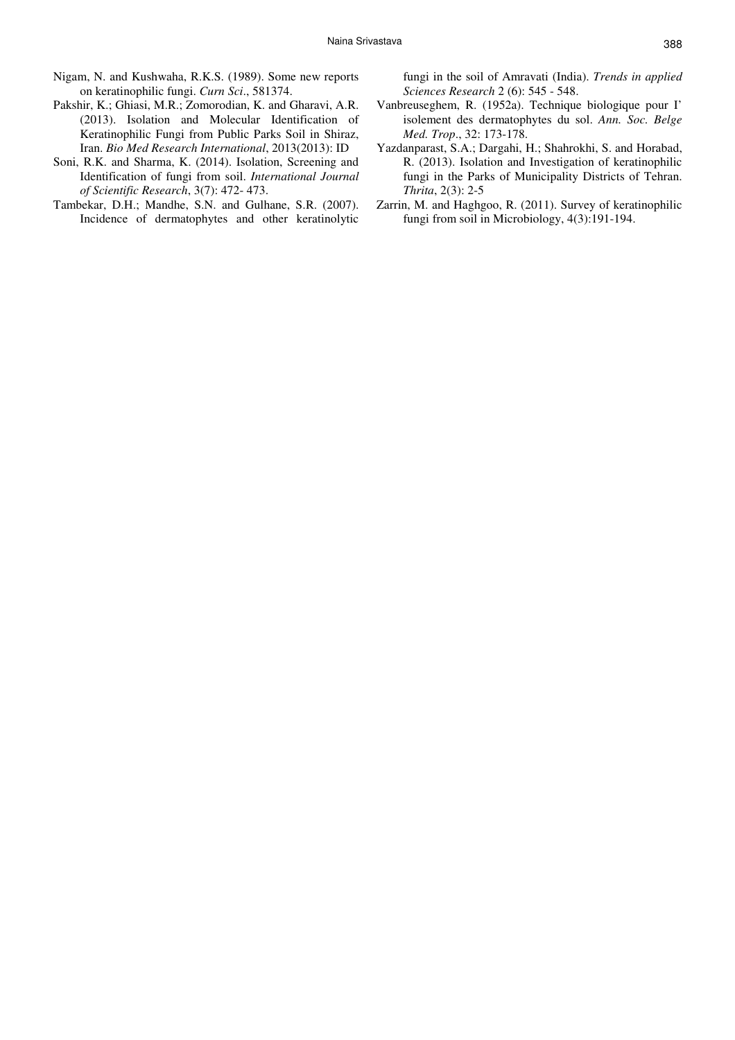Nigam, N. and Kushwaha, R.K.S. (1989). Some new reports on keratinophilic fungi. *Curn Sci*., 581374.

Pakshir, K.; Ghiasi, M.R.; Zomorodian, K. and Gharavi, A.R. (2013). Isolation and Molecular Identification of Keratinophilic Fungi from Public Parks Soil in Shiraz, Iran. *Bio Med Research International*, 2013(2013): ID

Soni, R.K. and Sharma, K. (2014). Isolation, Screening and Identification of fungi from soil. *International Journal of Scientific Research*, 3(7): 472- 473.

Tambekar, D.H.; Mandhe, S.N. and Gulhane, S.R. (2007). Incidence of dermatophytes and other keratinolytic fungi in the soil of Amravati (India). *Trends in applied Sciences Research* 2 (6): 545 - 548.

Vanbreuseghem, R. (1952a). Technique biologique pour I' isolement des dermatophytes du sol. *Ann. Soc. Belge Med. Trop*., 32: 173-178.

Yazdanparast, S.A.; Dargahi, H.; Shahrokhi, S. and Horabad, R. (2013). Isolation and Investigation of keratinophilic fungi in the Parks of Municipality Districts of Tehran. *Thrita*, 2(3): 2-5

Zarrin, M. and Haghgoo, R. (2011). Survey of keratinophilic fungi from soil in Microbiology, 4(3):191-194.